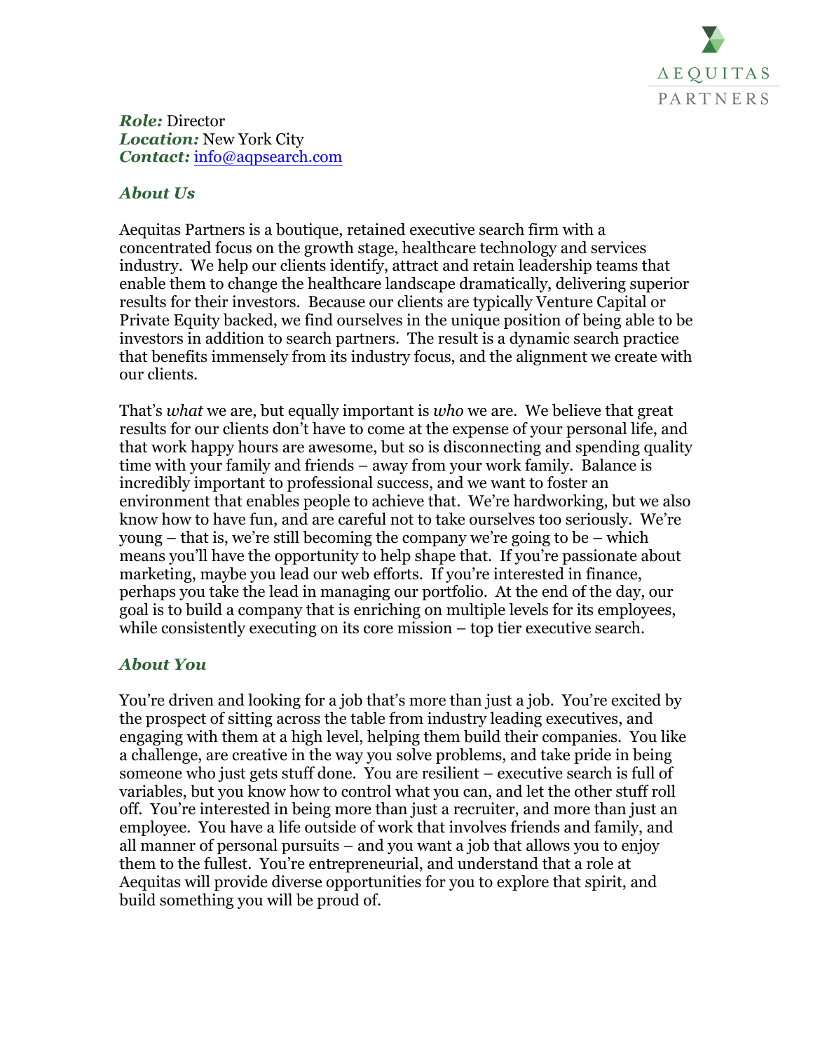AEQUITAS PARTNERS

***Role:*** Director
***Location:*** New York City
***Contact:*** info@aqpsearch.com

## *About Us*

Aequitas Partners is a boutique, retained executive search firm with a concentrated focus on the growth stage, healthcare technology and services industry. We help our clients identify, attract and retain leadership teams that enable them to change the healthcare landscape dramatically, delivering superior results for their investors. Because our clients are typically Venture Capital or Private Equity backed, we find ourselves in the unique position of being able to be investors in addition to search partners. The result is a dynamic search practice that benefits immensely from its industry focus, and the alignment we create with our clients.

That's *what* we are, but equally important is *who* we are. We believe that great results for our clients don't have to come at the expense of your personal life, and that work happy hours are awesome, but so is disconnecting and spending quality time with your family and friends – away from your work family. Balance is incredibly important to professional success, and we want to foster an environment that enables people to achieve that. We're hardworking, but we also know how to have fun, and are careful not to take ourselves too seriously. We're young – that is, we're still becoming the company we're going to be – which means you'll have the opportunity to help shape that. If you're passionate about marketing, maybe you lead our web efforts. If you're interested in finance, perhaps you take the lead in managing our portfolio. At the end of the day, our goal is to build a company that is enriching on multiple levels for its employees, while consistently executing on its core mission – top tier executive search.

## *About You*

You're driven and looking for a job that's more than just a job. You're excited by the prospect of sitting across the table from industry leading executives, and engaging with them at a high level, helping them build their companies. You like a challenge, are creative in the way you solve problems, and take pride in being someone who just gets stuff done. You are resilient – executive search is full of variables, but you know how to control what you can, and let the other stuff roll off. You're interested in being more than just a recruiter, and more than just an employee. You have a life outside of work that involves friends and family, and all manner of personal pursuits – and you want a job that allows you to enjoy them to the fullest. You're entrepreneurial, and understand that a role at Aequitas will provide diverse opportunities for you to explore that spirit, and build something you will be proud of.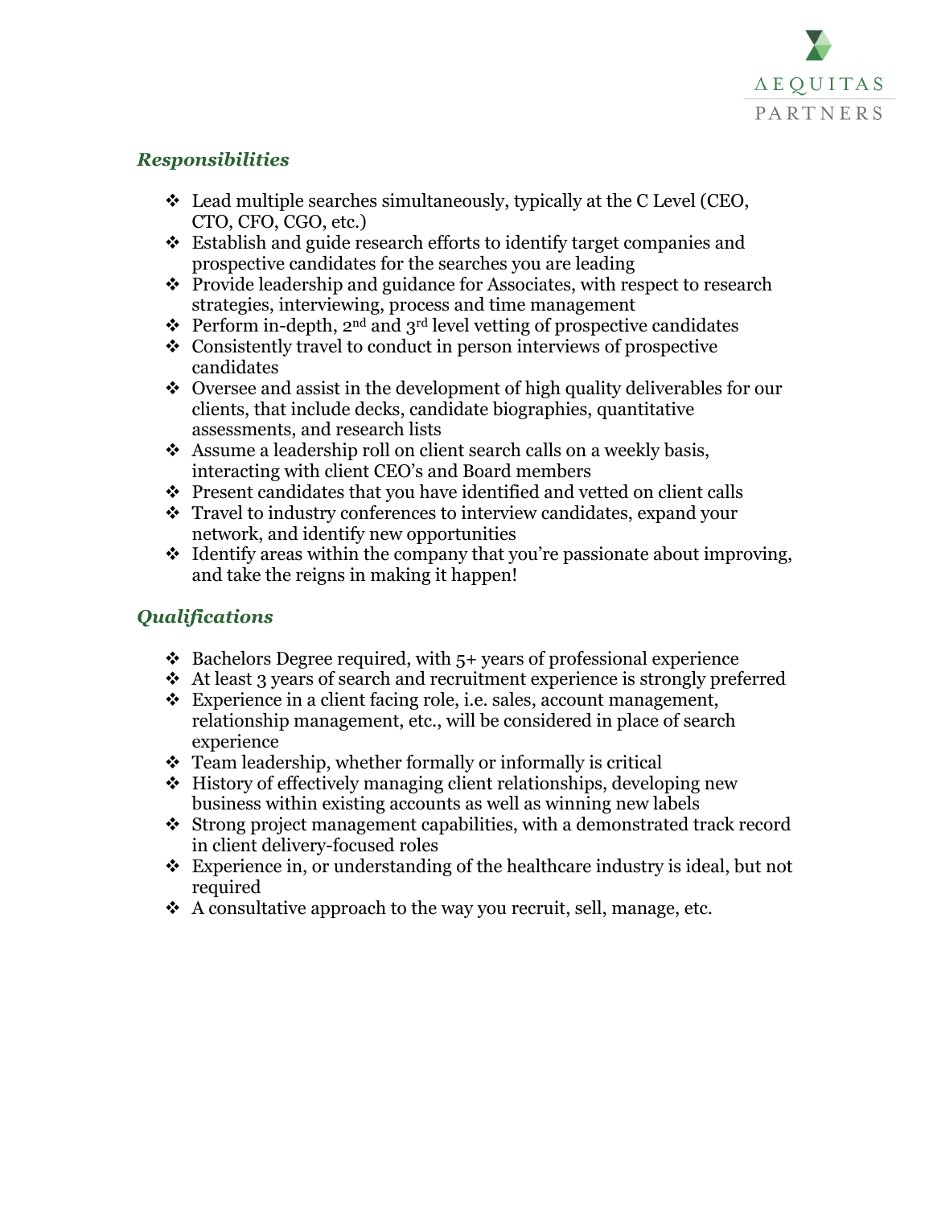### *Responsibilities*

- Lead multiple searches simultaneously, typically at the C Level (CEO, CTO, CFO, CGO, etc.)
- Establish and guide research efforts to identify target companies and prospective candidates for the searches you are leading
- Provide leadership and guidance for Associates, with respect to research strategies, interviewing, process and time management
- Perform in-depth, 2nd and 3rd level vetting of prospective candidates
- Consistently travel to conduct in person interviews of prospective candidates
- Oversee and assist in the development of high quality deliverables for our clients, that include decks, candidate biographies, quantitative assessments, and research lists
- Assume a leadership roll on client search calls on a weekly basis, interacting with client CEO's and Board members
- Present candidates that you have identified and vetted on client calls
- Travel to industry conferences to interview candidates, expand your network, and identify new opportunities
- Identify areas within the company that you're passionate about improving, and take the reigns in making it happen!

### *Qualifications*

- Bachelors Degree required, with 5+ years of professional experience
- At least 3 years of search and recruitment experience is strongly preferred
- Experience in a client facing role, i.e. sales, account management, relationship management, etc., will be considered in place of search experience
- Team leadership, whether formally or informally is critical
- History of effectively managing client relationships, developing new business within existing accounts as well as winning new labels
- Strong project management capabilities, with a demonstrated track record in client delivery-focused roles
- Experience in, or understanding of the healthcare industry is ideal, but not required
- A consultative approach to the way you recruit, sell, manage, etc.